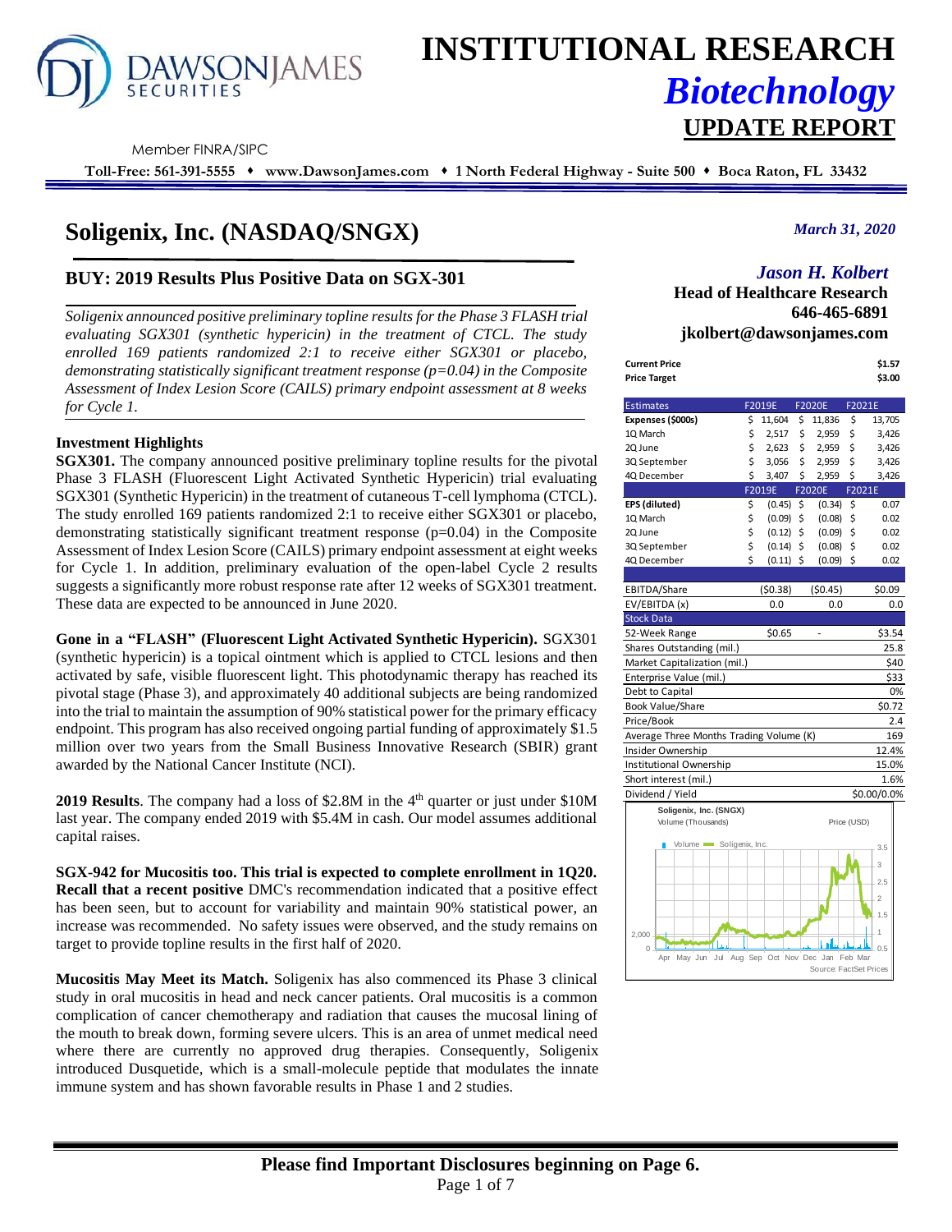# INSTITUTIONAL RESEARCH

## *Biotechnology*

## UPDATE REPORT

Member FINRA/SIPC

**Toll-Free: 561-391-5555 ♦ www.DawsonJames.com ♦ 1 North Federal Highway - Suite 500 ♦ Boca Raton, FL 33432**

# Soligenix, Inc. (NASDAQ/SNGX)

*March 31, 2020*

## BUY: 2019 Results Plus Positive Data on SGX-301

*Jason H. Kolbert*
**Head of Healthcare Research**
**646-465-6891**
**jkolbert@dawsonjames.com**

*Soligenix announced positive preliminary topline results for the Phase 3 FLASH trial evaluating SGX301 (synthetic hypericin) in the treatment of CTCL. The study enrolled 169 patients randomized 2:1 to receive either SGX301 or placebo, demonstrating statistically significant treatment response (p=0.04) in the Composite Assessment of Index Lesion Score (CAILS) primary endpoint assessment at 8 weeks for Cycle 1.*

| | |
|---|---|
| **Current Price** | **$1.57** |
| **Price Target** | **$3.00** |

| Estimates | F2019E | F2020E | F2021E |
|---|---|---|---|
| **Expenses ($000s)** | $ 11,604 | $ 11,836 | $ 13,705 |
| 1Q March | $ 2,517 | $ 2,959 | $ 3,426 |
| 2Q June | $ 2,623 | $ 2,959 | $ 3,426 |
| 3Q September | $ 3,056 | $ 2,959 | $ 3,426 |
| 4Q December | $ 3,407 | $ 2,959 | $ 3,426 |
| | F2019E | F2020E | F2021E |
| **EPS (diluted)** | $ (0.45) | $ (0.34) | $ 0.07 |
| 1Q March | $ (0.09) | $ (0.08) | $ 0.02 |
| 2Q June | $ (0.12) | $ (0.09) | $ 0.02 |
| 3Q September | $ (0.14) | $ (0.08) | $ 0.02 |
| 4Q December | $ (0.11) | $ (0.09) | $ 0.02 |
| | | | |
| EBITDA/Share | ($0.38) | ($0.45) | $0.09 |
| EV/EBITDA (x) | 0.0 | 0.0 | 0.0 |

| Stock Data | | | |
|---|---|---|---|
| 52-Week Range | $0.65 | - | $3.54 |
| Shares Outstanding (mil.) | | | 25.8 |
| Market Capitalization (mil.) | | | $40 |
| Enterprise Value (mil.) | | | $33 |
| Debt to Capital | | | 0% |
| Book Value/Share | | | $0.72 |
| Price/Book | | | 2.4 |
| Average Three Months Trading Volume (K) | | | 169 |
| Insider Ownership | | | 12.4% |
| Institutional Ownership | | | 15.0% |
| Short interest (mil.) | | | 1.6% |
| Dividend / Yield | | | $0.00/0.0% |

Soligenix, Inc. (SNGX)
Volume (Thousands) — Price (USD)
Source: FactSet Prices

### Investment Highlights

**SGX301.** The company announced positive preliminary topline results for the pivotal Phase 3 FLASH (Fluorescent Light Activated Synthetic Hypericin) trial evaluating SGX301 (Synthetic Hypericin) in the treatment of cutaneous T-cell lymphoma (CTCL). The study enrolled 169 patients randomized 2:1 to receive either SGX301 or placebo, demonstrating statistically significant treatment response (p=0.04) in the Composite Assessment of Index Lesion Score (CAILS) primary endpoint assessment at eight weeks for Cycle 1. In addition, preliminary evaluation of the open-label Cycle 2 results suggests a significantly more robust response rate after 12 weeks of SGX301 treatment. These data are expected to be announced in June 2020.

**Gone in a "FLASH" (Fluorescent Light Activated Synthetic Hypericin).** SGX301 (synthetic hypericin) is a topical ointment which is applied to CTCL lesions and then activated by safe, visible fluorescent light. This photodynamic therapy has reached its pivotal stage (Phase 3), and approximately 40 additional subjects are being randomized into the trial to maintain the assumption of 90% statistical power for the primary efficacy endpoint. This program has also received ongoing partial funding of approximately $1.5 million over two years from the Small Business Innovative Research (SBIR) grant awarded by the National Cancer Institute (NCI).

**2019 Results**. The company had a loss of $2.8M in the 4th quarter or just under $10M last year. The company ended 2019 with $5.4M in cash. Our model assumes additional capital raises.

**SGX-942 for Mucositis too. This trial is expected to complete enrollment in 1Q20. Recall that a recent positive** DMC's recommendation indicated that a positive effect has been seen, but to account for variability and maintain 90% statistical power, an increase was recommended. No safety issues were observed, and the study remains on target to provide topline results in the first half of 2020.

**Mucositis May Meet its Match.** Soligenix has also commenced its Phase 3 clinical study in oral mucositis in head and neck cancer patients. Oral mucositis is a common complication of cancer chemotherapy and radiation that causes the mucosal lining of the mouth to break down, forming severe ulcers. This is an area of unmet medical need where there are currently no approved drug therapies. Consequently, Soligenix introduced Dusquetide, which is a small-molecule peptide that modulates the innate immune system and has shown favorable results in Phase 1 and 2 studies.

**Please find Important Disclosures beginning on Page 6.**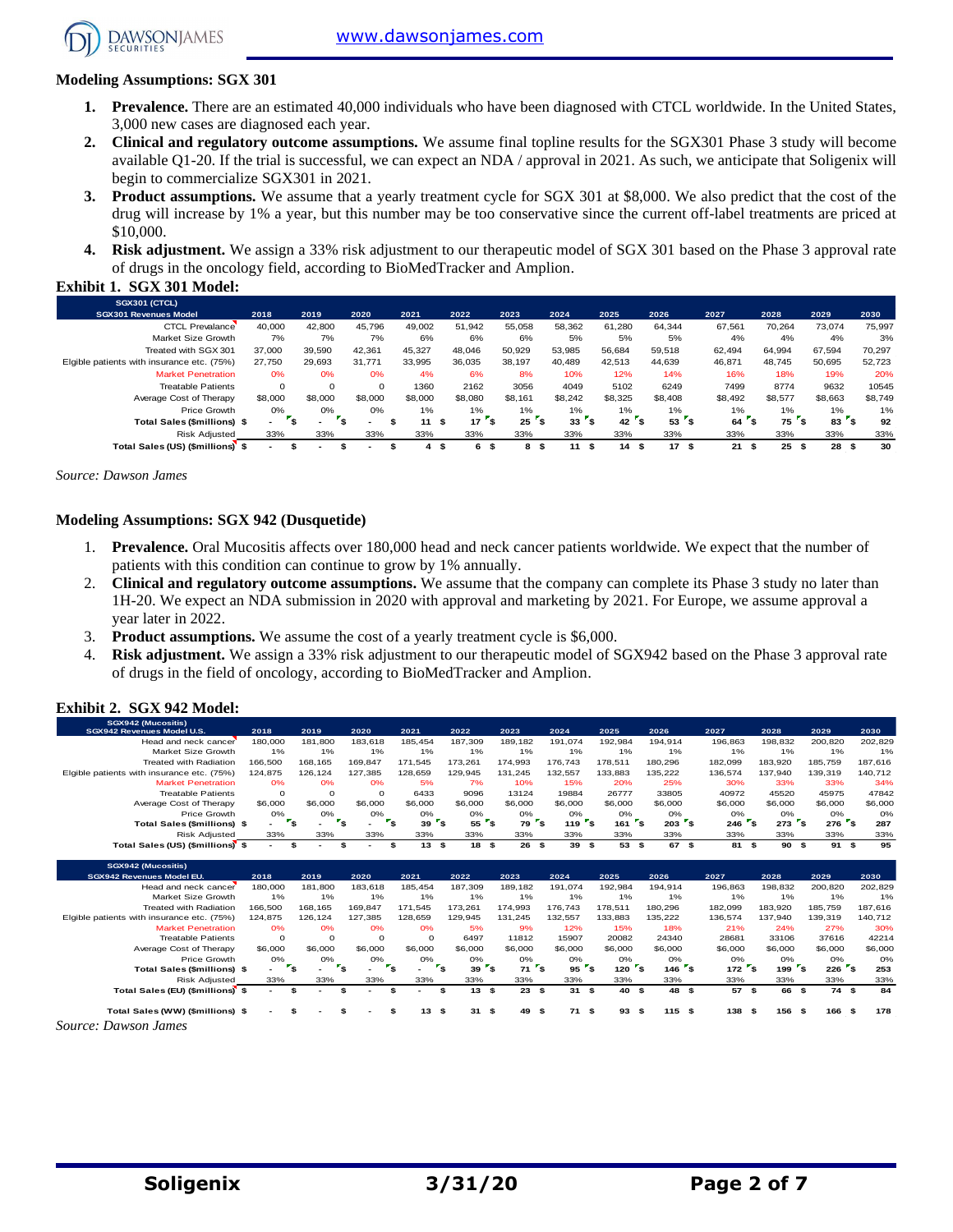## Modeling Assumptions: SGX 301

1. **Prevalence.** There are an estimated 40,000 individuals who have been diagnosed with CTCL worldwide. In the United States, 3,000 new cases are diagnosed each year.
2. **Clinical and regulatory outcome assumptions.** We assume final topline results for the SGX301 Phase 3 study will become available Q1-20. If the trial is successful, we can expect an NDA / approval in 2021. As such, we anticipate that Soligenix will begin to commercialize SGX301 in 2021.
3. **Product assumptions.** We assume that a yearly treatment cycle for SGX 301 at $8,000. We also predict that the cost of the drug will increase by 1% a year, but this number may be too conservative since the current off-label treatments are priced at $10,000.
4. **Risk adjustment.** We assign a 33% risk adjustment to our therapeutic model of SGX 301 based on the Phase 3 approval rate of drugs in the oncology field, according to BioMedTracker and Amplion.

### Exhibit 1. SGX 301 Model:

| SGX301 (CTCL)<br>SGX301 Revenues Model | 2018 | 2019 | 2020 | 2021 | 2022 | 2023 | 2024 | 2025 | 2026 | 2027 | 2028 | 2029 | 2030 |
|---|---|---|---|---|---|---|---|---|---|---|---|---|---|
| CTCL Prevalance | 40,000 | 42,800 | 45,796 | 49,002 | 51,942 | 55,058 | 58,362 | 61,280 | 64,344 | 67,561 | 70,264 | 73,074 | 75,997 |
| Market Size Growth | 7% | 7% | 7% | 6% | 6% | 6% | 5% | 5% | 5% | 4% | 4% | 4% | 3% |
| Treated with SGX 301 | 37,000 | 39,590 | 42,361 | 45,327 | 48,046 | 50,929 | 53,985 | 56,684 | 59,518 | 62,494 | 64,994 | 67,594 | 70,297 |
| Elgible patients with insurance etc. (75%) | 27,750 | 29,693 | 31,771 | 33,995 | 36,035 | 38,197 | 40,489 | 42,513 | 44,639 | 46,871 | 48,745 | 50,695 | 52,723 |
| Market Penetration | 0% | 0% | 0% | 4% | 6% | 8% | 10% | 12% | 14% | 16% | 18% | 19% | 20% |
| Treatable Patients | 0 | 0 | 0 | 1360 | 2162 | 3056 | 4049 | 5102 | 6249 | 7499 | 8774 | 9632 | 10545 |
| Average Cost of Therapy | $8,000 | $8,000 | $8,000 | $8,000 | $8,080 | $8,161 | $8,242 | $8,325 | $8,408 | $8,492 | $8,577 | $8,663 | $8,749 |
| Price Growth | 0% | 0% | 0% | 1% | 1% | 1% | 1% | 1% | 1% | 1% | 1% | 1% | 1% |
| **Total Sales ($millions)** | **$ -** | **$ -** | **$ -** | **$ 11** | **$ 17** | **$ 25** | **$ 33** | **$ 42** | **$ 53** | **$ 64** | **$ 75** | **$ 83** | **$ 92** |
| Risk Adjusted | 33% | 33% | 33% | 33% | 33% | 33% | 33% | 33% | 33% | 33% | 33% | 33% | 33% |
| **Total Sales (US) ($millions)** | **$ -** | **$ -** | **$ -** | **$ 4** | **$ 6** | **$ 8** | **$ 11** | **$ 14** | **$ 17** | **$ 21** | **$ 25** | **$ 28** | **$ 30** |

*Source: Dawson James*

## Modeling Assumptions: SGX 942 (Dusquetide)

1. **Prevalence.** Oral Mucositis affects over 180,000 head and neck cancer patients worldwide. We expect that the number of patients with this condition can continue to grow by 1% annually.
2. **Clinical and regulatory outcome assumptions.** We assume that the company can complete its Phase 3 study no later than 1H-20. We expect an NDA submission in 2020 with approval and marketing by 2021. For Europe, we assume approval a year later in 2022.
3. **Product assumptions.** We assume the cost of a yearly treatment cycle is $6,000.
4. **Risk adjustment.** We assign a 33% risk adjustment to our therapeutic model of SGX942 based on the Phase 3 approval rate of drugs in the field of oncology, according to BioMedTracker and Amplion.

### Exhibit 2. SGX 942 Model:

| SGX942 (Mucositis)<br>SGX942 Revenues Model U.S. | 2018 | 2019 | 2020 | 2021 | 2022 | 2023 | 2024 | 2025 | 2026 | 2027 | 2028 | 2029 | 2030 |
|---|---|---|---|---|---|---|---|---|---|---|---|---|---|
| Head and neck cancer | 180,000 | 181,800 | 183,618 | 185,454 | 187,309 | 189,182 | 191,074 | 192,984 | 194,914 | 196,863 | 198,832 | 200,820 | 202,829 |
| Market Size Growth | 1% | 1% | 1% | 1% | 1% | 1% | 1% | 1% | 1% | 1% | 1% | 1% | 1% |
| Treated with Radiation | 166,500 | 168,165 | 169,847 | 171,545 | 173,261 | 174,993 | 176,743 | 178,511 | 180,296 | 182,099 | 183,920 | 185,759 | 187,616 |
| Elgible patients with insurance etc. (75%) | 124,875 | 126,124 | 127,385 | 128,659 | 129,945 | 131,245 | 132,557 | 133,883 | 135,222 | 136,574 | 137,940 | 139,319 | 140,712 |
| Market Penetration | 0% | 0% | 0% | 5% | 7% | 10% | 15% | 20% | 25% | 30% | 33% | 33% | 34% |
| Treatable Patients | 0 | 0 | 0 | 6433 | 9096 | 13124 | 19884 | 26777 | 33805 | 40972 | 45520 | 45975 | 47842 |
| Average Cost of Therapy | $6,000 | $6,000 | $6,000 | $6,000 | $6,000 | $6,000 | $6,000 | $6,000 | $6,000 | $6,000 | $6,000 | $6,000 | $6,000 |
| Price Growth | 0% | 0% | 0% | 0% | 0% | 0% | 0% | 0% | 0% | 0% | 0% | 0% | 0% |
| **Total Sales ($millions)** | **$ -** | **$ -** | **$ -** | **$ 39** | **$ 55** | **$ 79** | **$ 119** | **$ 161** | **$ 203** | **$ 246** | **$ 273** | **$ 276** | **$ 287** |
| Risk Adjusted | 33% | 33% | 33% | 33% | 33% | 33% | 33% | 33% | 33% | 33% | 33% | 33% | 33% |
| **Total Sales (US) ($millions)** | **$ -** | **$ -** | **$ -** | **$ 13** | **$ 18** | **$ 26** | **$ 39** | **$ 53** | **$ 67** | **$ 81** | **$ 90** | **$ 91** | **$ 95** |

| SGX942 (Mucositis)<br>SGX942 Revenues Model EU. | 2018 | 2019 | 2020 | 2021 | 2022 | 2023 | 2024 | 2025 | 2026 | 2027 | 2028 | 2029 | 2030 |
|---|---|---|---|---|---|---|---|---|---|---|---|---|---|
| Head and neck cancer | 180,000 | 181,800 | 183,618 | 185,454 | 187,309 | 189,182 | 191,074 | 192,984 | 194,914 | 196,863 | 198,832 | 200,820 | 202,829 |
| Market Size Growth | 1% | 1% | 1% | 1% | 1% | 1% | 1% | 1% | 1% | 1% | 1% | 1% | 1% |
| Treated with Radiation | 166,500 | 168,165 | 169,847 | 171,545 | 173,261 | 174,993 | 176,743 | 178,511 | 180,296 | 182,099 | 183,920 | 185,759 | 187,616 |
| Elgible patients with insurance etc. (75%) | 124,875 | 126,124 | 127,385 | 128,659 | 129,945 | 131,245 | 132,557 | 133,883 | 135,222 | 136,574 | 137,940 | 139,319 | 140,712 |
| Market Penetration | 0% | 0% | 0% | 0% | 5% | 9% | 12% | 15% | 18% | 21% | 24% | 27% | 30% |
| Treatable Patients | 0 | 0 | 0 | 0 | 6497 | 11812 | 15907 | 20082 | 24340 | 28681 | 33106 | 37616 | 42214 |
| Average Cost of Therapy | $6,000 | $6,000 | $6,000 | $6,000 | $6,000 | $6,000 | $6,000 | $6,000 | $6,000 | $6,000 | $6,000 | $6,000 | $6,000 |
| Price Growth | 0% | 0% | 0% | 0% | 0% | 0% | 0% | 0% | 0% | 0% | 0% | 0% | 0% |
| **Total Sales ($millions)** | **$ -** | **$ -** | **$ -** | **$ -** | **$ 39** | **$ 71** | **$ 95** | **$ 120** | **$ 146** | **$ 172** | **$ 199** | **$ 226** | **$ 253** |
| Risk Adjusted | 33% | 33% | 33% | 33% | 33% | 33% | 33% | 33% | 33% | 33% | 33% | 33% | 33% |
| **Total Sales (EU) ($millions)** | **$ -** | **$ -** | **$ -** | **$ -** | **$ 13** | **$ 23** | **$ 31** | **$ 40** | **$ 48** | **$ 57** | **$ 66** | **$ 74** | **$ 84** |
| | | | | | | | | | | | | | |
| **Total Sales (WW) ($millions)** | **$ -** | **$ -** | **$ -** | **$ 13** | **$ 31** | **$ 49** | **$ 71** | **$ 93** | **$ 115** | **$ 138** | **$ 156** | **$ 166** | **$ 178** |

*Source: Dawson James*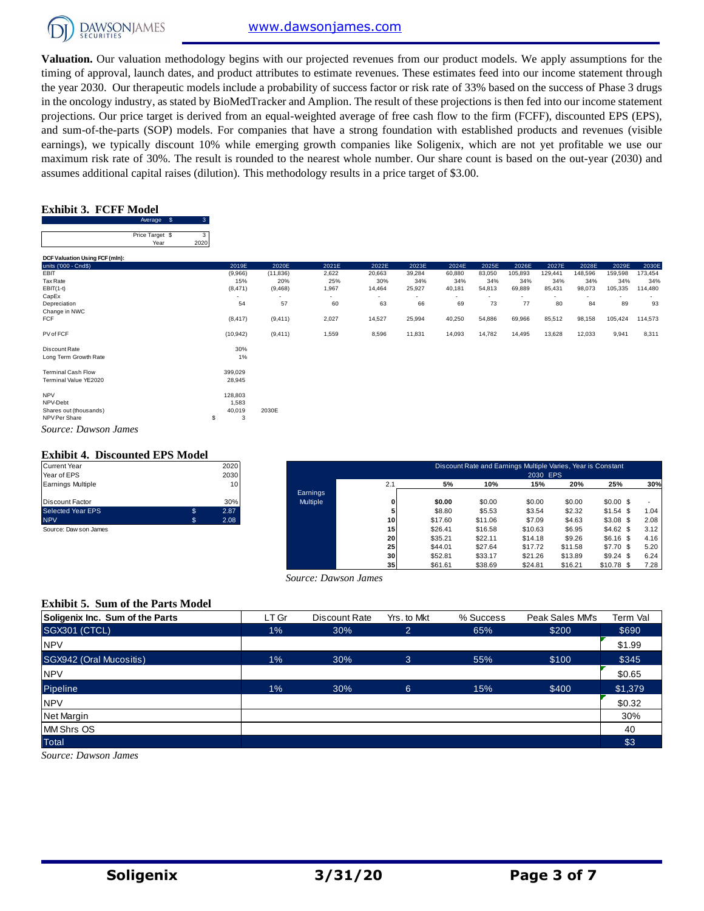**Valuation.** Our valuation methodology begins with our projected revenues from our product models. We apply assumptions for the timing of approval, launch dates, and product attributes to estimate revenues. These estimates feed into our income statement through the year 2030. Our therapeutic models include a probability of success factor or risk rate of 33% based on the success of Phase 3 drugs in the oncology industry, as stated by BioMedTracker and Amplion. The result of these projections is then fed into our income statement projections. Our price target is derived from an equal-weighted average of free cash flow to the firm (FCFF), discounted EPS (EPS), and sum-of-the-parts (SOP) models. For companies that have a strong foundation with established products and revenues (visible earnings), we typically discount 10% while emerging growth companies like Soligenix, which are not yet profitable we use our maximum risk rate of 30%. The result is rounded to the nearest whole number. Our share count is based on the out-year (2030) and assumes additional capital raises (dilution). This methodology results in a price target of $3.00.

### Exhibit 3. FCFF Model

| | | |
|---|---|---|
| Average | $ | 3 |
| Price Target | $ | 3 |
| Year | | 2020 |

| DCF Valuation Using FCF (mln): | | | | | | | | | | | | |
|---|---|---|---|---|---|---|---|---|---|---|---|---|
| units ('000 - Cnd$) | 2019E | 2020E | 2021E | 2022E | 2023E | 2024E | 2025E | 2026E | 2027E | 2028E | 2029E | 2030E |
| EBIT | (9,966) | (11,836) | 2,622 | 20,663 | 39,284 | 60,880 | 83,050 | 105,893 | 129,441 | 148,596 | 159,598 | 173,454 |
| Tax Rate | 15% | 20% | 25% | 30% | 34% | 34% | 34% | 34% | 34% | 34% | 34% | 34% |
| EBIT(1-t) | (8,471) | (9,468) | 1,967 | 14,464 | 25,927 | 40,181 | 54,813 | 69,889 | 85,431 | 98,073 | 105,335 | 114,480 |
| CapEx | - | - | - | - | - | - | - | - | - | - | - | - |
| Depreciation | 54 | 57 | 60 | 63 | 66 | 69 | 73 | 77 | 80 | 84 | 89 | 93 |
| Change in NWC | | | | | | | | | | | | |
| FCF | (8,417) | (9,411) | 2,027 | 14,527 | 25,994 | 40,250 | 54,886 | 69,966 | 85,512 | 98,158 | 105,424 | 114,573 |
| PV of FCF | (10,942) | (9,411) | 1,559 | 8,596 | 11,831 | 14,093 | 14,782 | 14,495 | 13,628 | 12,033 | 9,941 | 8,311 |
| Discount Rate | 30% | | | | | | | | | | | |
| Long Term Growth Rate | 1% | | | | | | | | | | | |
| Terminal Cash Flow | 399,029 | | | | | | | | | | | |
| Terminal Value YE2020 | 28,945 | | | | | | | | | | | |
| NPV | 128,803 | | | | | | | | | | | |
| NPV-Debt | 1,583 | | | | | | | | | | | |
| Shares out (thousands) | 40,019 | 2030E | | | | | | | | | | |
| NPV Per Share | $ 3 | | | | | | | | | | | |

*Source: Dawson James*

### Exhibit 4. Discounted EPS Model

| | | |
|---|---|---|
| Current Year | | 2020 |
| Year of EPS | | 2030 |
| Earnings Multiple | | 10 |
| Discount Factor | | 30% |
| Selected Year EPS | $ | 2.87 |
| NPV | $ | 2.08 |

Source: Dawson James

| | Discount Rate and Earnings Multiple Varies, Year is Constant | | | | | | |
|---|---|---|---|---|---|---|---|
| | 2030 EPS | | | | | | |
| | 2.1 | 5% | 10% | 15% | 20% | 25% | 30% |
| Earnings Multiple | 0 | $0.00 | $0.00 | $0.00 | $0.00 | $0.00 | $ - |
| | 5 | $8.80 | $5.53 | $3.54 | $2.32 | $1.54 | $ 1.04 |
| | 10 | $17.60 | $11.06 | $7.09 | $4.63 | $3.08 | $ 2.08 |
| | 15 | $26.41 | $16.58 | $10.63 | $6.95 | $4.62 | $ 3.12 |
| | 20 | $35.21 | $22.11 | $14.18 | $9.26 | $6.16 | $ 4.16 |
| | 25 | $44.01 | $27.64 | $17.72 | $11.58 | $7.70 | $ 5.20 |
| | 30 | $52.81 | $33.17 | $21.26 | $13.89 | $9.24 | $ 6.24 |
| | 35 | $61.61 | $38.69 | $24.81 | $16.21 | $10.78 | $ 7.28 |

*Source: Dawson James*

### Exhibit 5. Sum of the Parts Model

| Soligenix Inc. Sum of the Parts | LT Gr | Discount Rate | Yrs. to Mkt | % Success | Peak Sales MM's | Term Val |
|---|---|---|---|---|---|---|
| SGX301 (CTCL) | 1% | 30% | 2 | 65% | $200 | $690 |
| NPV | | | | | | $1.99 |
| SGX942 (Oral Mucositis) | 1% | 30% | 3 | 55% | $100 | $345 |
| NPV | | | | | | $0.65 |
| Pipeline | 1% | 30% | 6 | 15% | $400 | $1,379 |
| NPV | | | | | | $0.32 |
| Net Margin | | | | | | 30% |
| MM Shrs OS | | | | | | 40 |
| Total | | | | | | $3 |

*Source: Dawson James*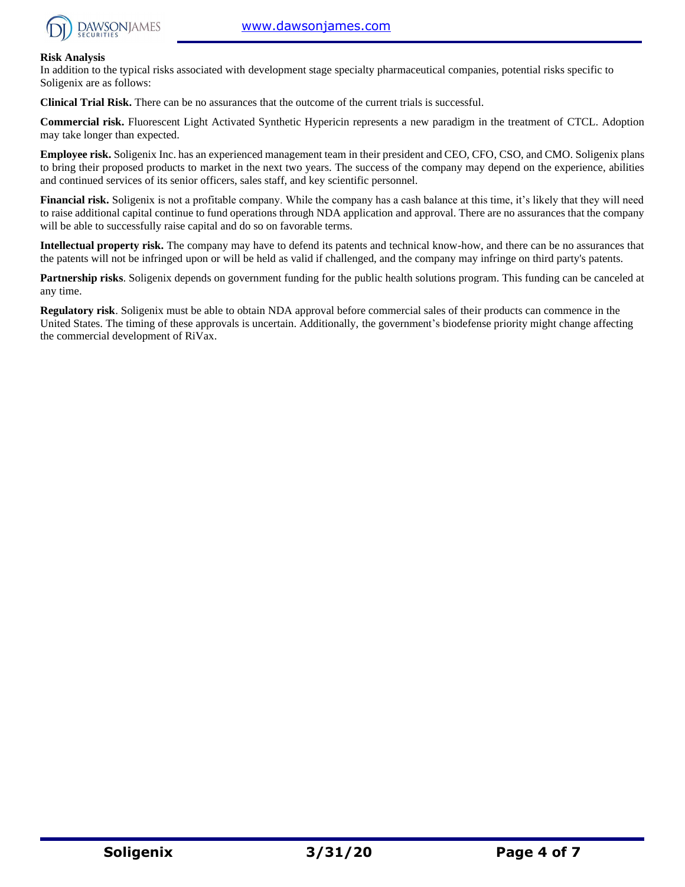**Risk Analysis**

In addition to the typical risks associated with development stage specialty pharmaceutical companies, potential risks specific to Soligenix are as follows:

**Clinical Trial Risk.** There can be no assurances that the outcome of the current trials is successful.

**Commercial risk.** Fluorescent Light Activated Synthetic Hypericin represents a new paradigm in the treatment of CTCL. Adoption may take longer than expected.

**Employee risk.** Soligenix Inc. has an experienced management team in their president and CEO, CFO, CSO, and CMO. Soligenix plans to bring their proposed products to market in the next two years. The success of the company may depend on the experience, abilities and continued services of its senior officers, sales staff, and key scientific personnel.

**Financial risk.** Soligenix is not a profitable company. While the company has a cash balance at this time, it's likely that they will need to raise additional capital continue to fund operations through NDA application and approval. There are no assurances that the company will be able to successfully raise capital and do so on favorable terms.

**Intellectual property risk.** The company may have to defend its patents and technical know-how, and there can be no assurances that the patents will not be infringed upon or will be held as valid if challenged, and the company may infringe on third party's patents.

**Partnership risks**. Soligenix depends on government funding for the public health solutions program. This funding can be canceled at any time.

**Regulatory risk**. Soligenix must be able to obtain NDA approval before commercial sales of their products can commence in the United States. The timing of these approvals is uncertain. Additionally, the government's biodefense priority might change affecting the commercial development of RiVax.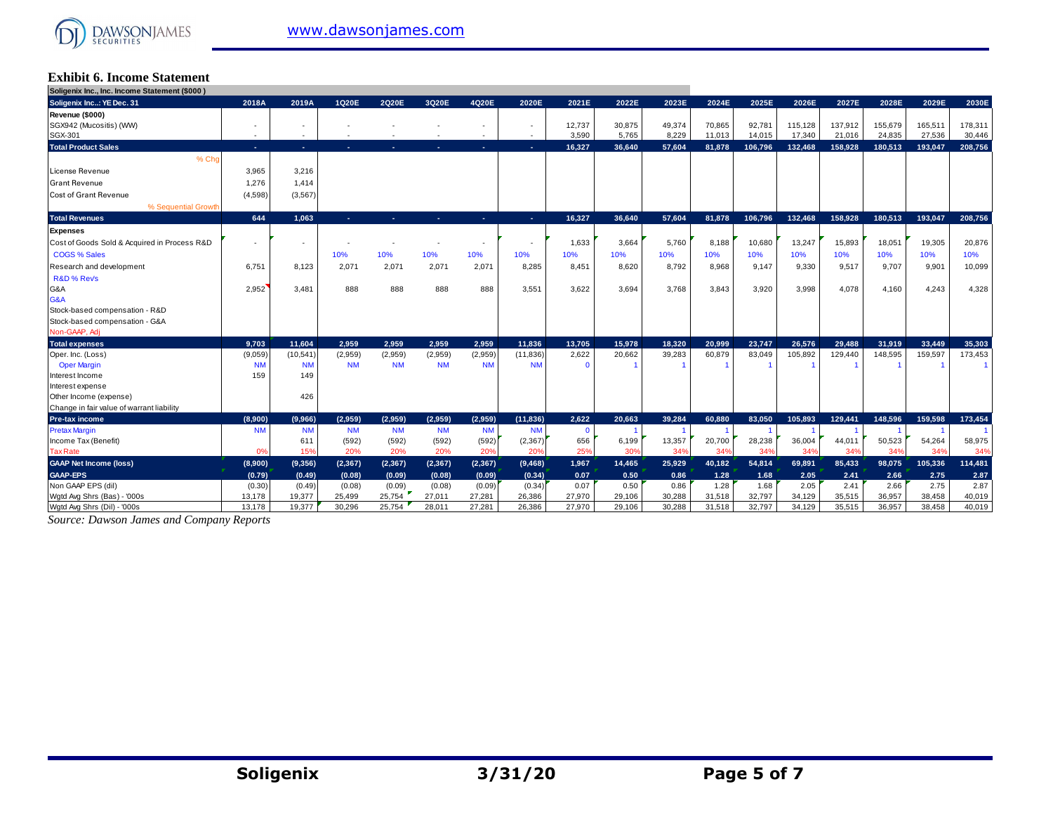## Exhibit 6. Income Statement

| Soligenix Inc., Inc. Income Statement ($000 ) | | | | | | | | | | | | | | | | | | |
|---|---|---|---|---|---|---|---|---|---|---|---|---|---|---|---|---|---|---|
| **Soligenix Inc..: YE Dec. 31** | **2018A** | **2019A** | **1Q20E** | **2Q20E** | **3Q20E** | **4Q20E** | **2020E** | **2021E** | **2022E** | **2023E** | **2024E** | **2025E** | **2026E** | **2027E** | **2028E** | **2029E** | **2030E** |
| **Revenue ($000)** | | | | | | | | | | | | | | | | | |
| SGX942 (Mucositis) (WW) | - | - | - | - | - | - | - | 12,737 | 30,875 | 49,374 | 70,865 | 92,781 | 115,128 | 137,912 | 155,679 | 165,511 | 178,311 |
| SGX-301 | - | - | - | - | - | - | - | 3,590 | 5,765 | 8,229 | 11,013 | 14,015 | 17,340 | 21,016 | 24,835 | 27,536 | 30,446 |
| **Total Product Sales** | - | - | - | - | - | - | - | 16,327 | 36,640 | 57,604 | 81,878 | 106,796 | 132,468 | 158,928 | 180,513 | 193,047 | 208,756 |
| % Chg | | | | | | | | | | | | | | | | | |
| License Revenue | 3,965 | 3,216 | | | | | | | | | | | | | | | |
| Grant Revenue | 1,276 | 1,414 | | | | | | | | | | | | | | | |
| Cost of Grant Revenue | (4,598) | (3,567) | | | | | | | | | | | | | | | |
| % Sequential Growth | | | | | | | | | | | | | | | | | |
| **Total Revenues** | 644 | 1,063 | - | - | - | - | - | 16,327 | 36,640 | 57,604 | 81,878 | 106,796 | 132,468 | 158,928 | 180,513 | 193,047 | 208,756 |
| **Expenses** | | | | | | | | | | | | | | | | | |
| Cost of Goods Sold & Acquired in Process R&D | - | - | - | - | - | - | - | 1,633 | 3,664 | 5,760 | 8,188 | 10,680 | 13,247 | 15,893 | 18,051 | 19,305 | 20,876 |
| COGS % Sales | | | 10% | 10% | 10% | 10% | 10% | 10% | 10% | 10% | 10% | 10% | 10% | 10% | 10% | 10% | 10% |
| Research and development | 6,751 | 8,123 | 2,071 | 2,071 | 2,071 | 2,071 | 8,285 | 8,451 | 8,620 | 8,792 | 8,968 | 9,147 | 9,330 | 9,517 | 9,707 | 9,901 | 10,099 |
| R&D % Rev's | | | | | | | | | | | | | | | | | |
| G&A | 2,952 | 3,481 | 888 | 888 | 888 | 888 | 3,551 | 3,622 | 3,694 | 3,768 | 3,843 | 3,920 | 3,998 | 4,078 | 4,160 | 4,243 | 4,328 |
| G&A | | | | | | | | | | | | | | | | | |
| Stock-based compensation - R&D | | | | | | | | | | | | | | | | | |
| Stock-based compensation - G&A | | | | | | | | | | | | | | | | | |
| Non-GAAP, Adj | | | | | | | | | | | | | | | | | |
| **Total expenses** | 9,703 | 11,604 | 2,959 | 2,959 | 2,959 | 2,959 | 11,836 | 13,705 | 15,978 | 18,320 | 20,999 | 23,747 | 26,576 | 29,488 | 31,919 | 33,449 | 35,303 |
| Oper. Inc. (Loss) | (9,059) | (10,541) | (2,959) | (2,959) | (2,959) | (2,959) | (11,836) | 2,622 | 20,662 | 39,283 | 60,879 | 83,049 | 105,892 | 129,440 | 148,595 | 159,597 | 173,453 |
| Oper Margin | NM | NM | NM | NM | NM | NM | NM | 0 | 1 | 1 | 1 | 1 | 1 | 1 | 1 | 1 | 1 |
| Interest Income | 159 | 149 | | | | | | | | | | | | | | | |
| Interest expense | | | | | | | | | | | | | | | | | |
| Other Income (expense) | | 426 | | | | | | | | | | | | | | | |
| Change in fair value of warrant liability | | | | | | | | | | | | | | | | | |
| **Pre-tax income** | (8,900) | (9,966) | (2,959) | (2,959) | (2,959) | (2,959) | (11,836) | 2,622 | 20,663 | 39,284 | 60,880 | 83,050 | 105,893 | 129,441 | 148,596 | 159,598 | 173,454 |
| Pretax Margin | NM | NM | NM | NM | NM | NM | NM | 0 | 1 | 1 | 1 | 1 | 1 | 1 | 1 | 1 | 1 |
| Income Tax (Benefit) | | 611 | (592) | (592) | (592) | (592) | (2,367) | 656 | 6,199 | 13,357 | 20,700 | 28,238 | 36,004 | 44,011 | 50,523 | 54,264 | 58,975 |
| Tax Rate | 0% | 15% | 20% | 20% | 20% | 20% | 20% | 25% | 30% | 34% | 34% | 34% | 34% | 34% | 34% | 34% | 34% |
| **GAAP Net Income (loss)** | (8,900) | (9,356) | (2,367) | (2,367) | (2,367) | (2,367) | (9,468) | 1,967 | 14,465 | 25,929 | 40,182 | 54,814 | 69,891 | 85,433 | 98,075 | 105,336 | 114,481 |
| **GAAP-EPS** | (0.79) | (0.49) | (0.08) | (0.09) | (0.08) | (0.09) | (0.34) | 0.07 | 0.50 | 0.86 | 1.28 | 1.68 | 2.05 | 2.41 | 2.66 | 2.75 | 2.87 |
| Non GAAP EPS (dil) | (0.30) | (0.49) | (0.08) | (0.09) | (0.08) | (0.09) | (0.34) | 0.07 | 0.50 | 0.86 | 1.28 | 1.68 | 2.05 | 2.41 | 2.66 | 2.75 | 2.87 |
| Wgtd Avg Shrs (Bas) - '000s | 13,178 | 19,377 | 25,499 | 25,754 | 27,011 | 27,281 | 26,386 | 27,970 | 29,106 | 30,288 | 31,518 | 32,797 | 34,129 | 35,515 | 36,957 | 38,458 | 40,019 |
| Wgtd Avg Shrs (Dil) - '000s | 13,178 | 19,377 | 30,296 | 25,754 | 28,011 | 27,281 | 26,386 | 27,970 | 29,106 | 30,288 | 31,518 | 32,797 | 34,129 | 35,515 | 36,957 | 38,458 | 40,019 |

*Source: Dawson James and Company Reports*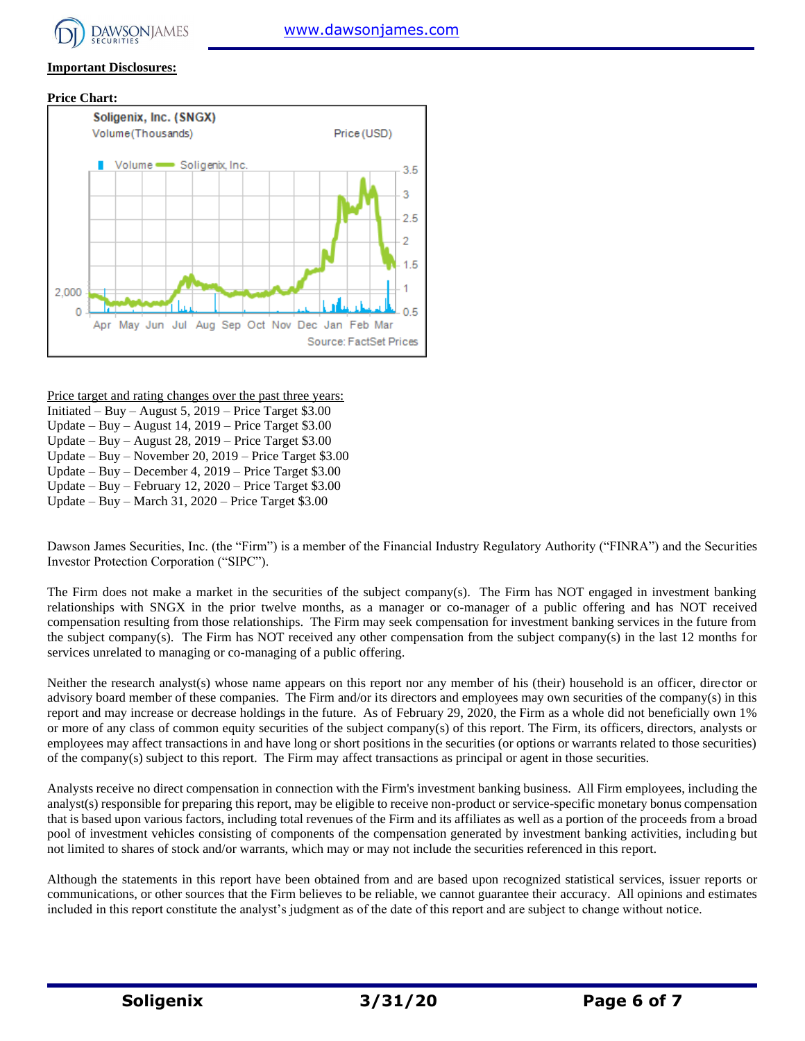**Important Disclosures:**

**Price Chart:**

Price target and rating changes over the past three years:
Initiated – Buy – August 5, 2019 – Price Target $3.00
Update – Buy – August 14, 2019 – Price Target $3.00
Update – Buy – August 28, 2019 – Price Target $3.00
Update – Buy – November 20, 2019 – Price Target $3.00
Update – Buy – December 4, 2019 – Price Target $3.00
Update – Buy – February 12, 2020 – Price Target $3.00
Update – Buy – March 31, 2020 – Price Target $3.00

Dawson James Securities, Inc. (the "Firm") is a member of the Financial Industry Regulatory Authority ("FINRA") and the Securities Investor Protection Corporation ("SIPC").

The Firm does not make a market in the securities of the subject company(s). The Firm has NOT engaged in investment banking relationships with SNGX in the prior twelve months, as a manager or co-manager of a public offering and has NOT received compensation resulting from those relationships. The Firm may seek compensation for investment banking services in the future from the subject company(s). The Firm has NOT received any other compensation from the subject company(s) in the last 12 months for services unrelated to managing or co-managing of a public offering.

Neither the research analyst(s) whose name appears on this report nor any member of his (their) household is an officer, director or advisory board member of these companies. The Firm and/or its directors and employees may own securities of the company(s) in this report and may increase or decrease holdings in the future. As of February 29, 2020, the Firm as a whole did not beneficially own 1% or more of any class of common equity securities of the subject company(s) of this report. The Firm, its officers, directors, analysts or employees may affect transactions in and have long or short positions in the securities (or options or warrants related to those securities) of the company(s) subject to this report. The Firm may affect transactions as principal or agent in those securities.

Analysts receive no direct compensation in connection with the Firm's investment banking business. All Firm employees, including the analyst(s) responsible for preparing this report, may be eligible to receive non-product or service-specific monetary bonus compensation that is based upon various factors, including total revenues of the Firm and its affiliates as well as a portion of the proceeds from a broad pool of investment vehicles consisting of components of the compensation generated by investment banking activities, including but not limited to shares of stock and/or warrants, which may or may not include the securities referenced in this report.

Although the statements in this report have been obtained from and are based upon recognized statistical services, issuer reports or communications, or other sources that the Firm believes to be reliable, we cannot guarantee their accuracy. All opinions and estimates included in this report constitute the analyst's judgment as of the date of this report and are subject to change without notice.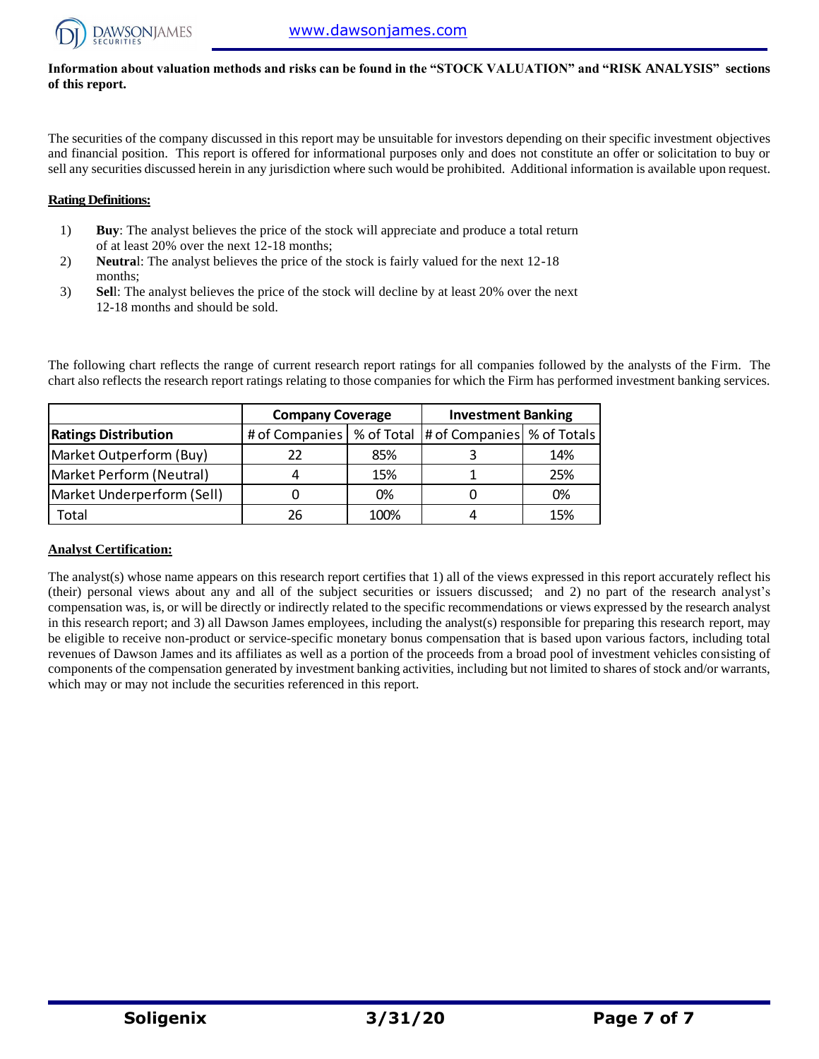**Information about valuation methods and risks can be found in the "STOCK VALUATION" and "RISK ANALYSIS" sections of this report.**

The securities of the company discussed in this report may be unsuitable for investors depending on their specific investment objectives and financial position. This report is offered for informational purposes only and does not constitute an offer or solicitation to buy or sell any securities discussed herein in any jurisdiction where such would be prohibited. Additional information is available upon request.

**Rating Definitions:**

1) **Buy**: The analyst believes the price of the stock will appreciate and produce a total return of at least 20% over the next 12-18 months;
2) **Neutral**: The analyst believes the price of the stock is fairly valued for the next 12-18 months;
3) **Sell**: The analyst believes the price of the stock will decline by at least 20% over the next 12-18 months and should be sold.

The following chart reflects the range of current research report ratings for all companies followed by the analysts of the Firm. The chart also reflects the research report ratings relating to those companies for which the Firm has performed investment banking services.

| | Company Coverage | | Investment Banking | |
|---|---|---|---|---|
| **Ratings Distribution** | # of Companies | % of Total | # of Companies | % of Totals |
| Market Outperform (Buy) | 22 | 85% | 3 | 14% |
| Market Perform (Neutral) | 4 | 15% | 1 | 25% |
| Market Underperform (Sell) | 0 | 0% | 0 | 0% |
| Total | 26 | 100% | 4 | 15% |

**Analyst Certification:**

The analyst(s) whose name appears on this research report certifies that 1) all of the views expressed in this report accurately reflect his (their) personal views about any and all of the subject securities or issuers discussed; and 2) no part of the research analyst's compensation was, is, or will be directly or indirectly related to the specific recommendations or views expressed by the research analyst in this research report; and 3) all Dawson James employees, including the analyst(s) responsible for preparing this research report, may be eligible to receive non-product or service-specific monetary bonus compensation that is based upon various factors, including total revenues of Dawson James and its affiliates as well as a portion of the proceeds from a broad pool of investment vehicles consisting of components of the compensation generated by investment banking activities, including but not limited to shares of stock and/or warrants, which may or may not include the securities referenced in this report.